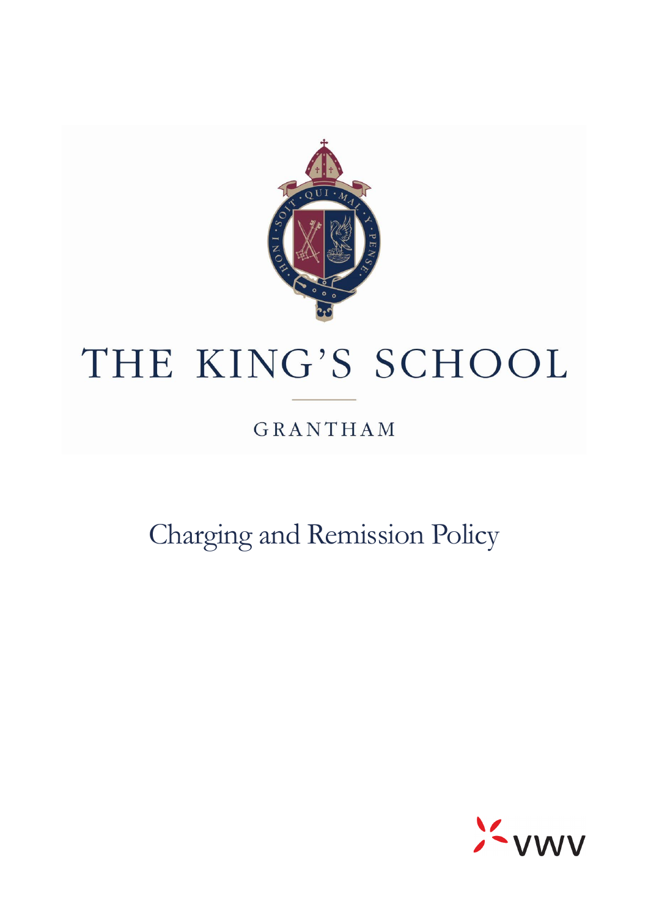# THE KING'S SCHOOL

GRANTHAM

## Charging and Remission Policy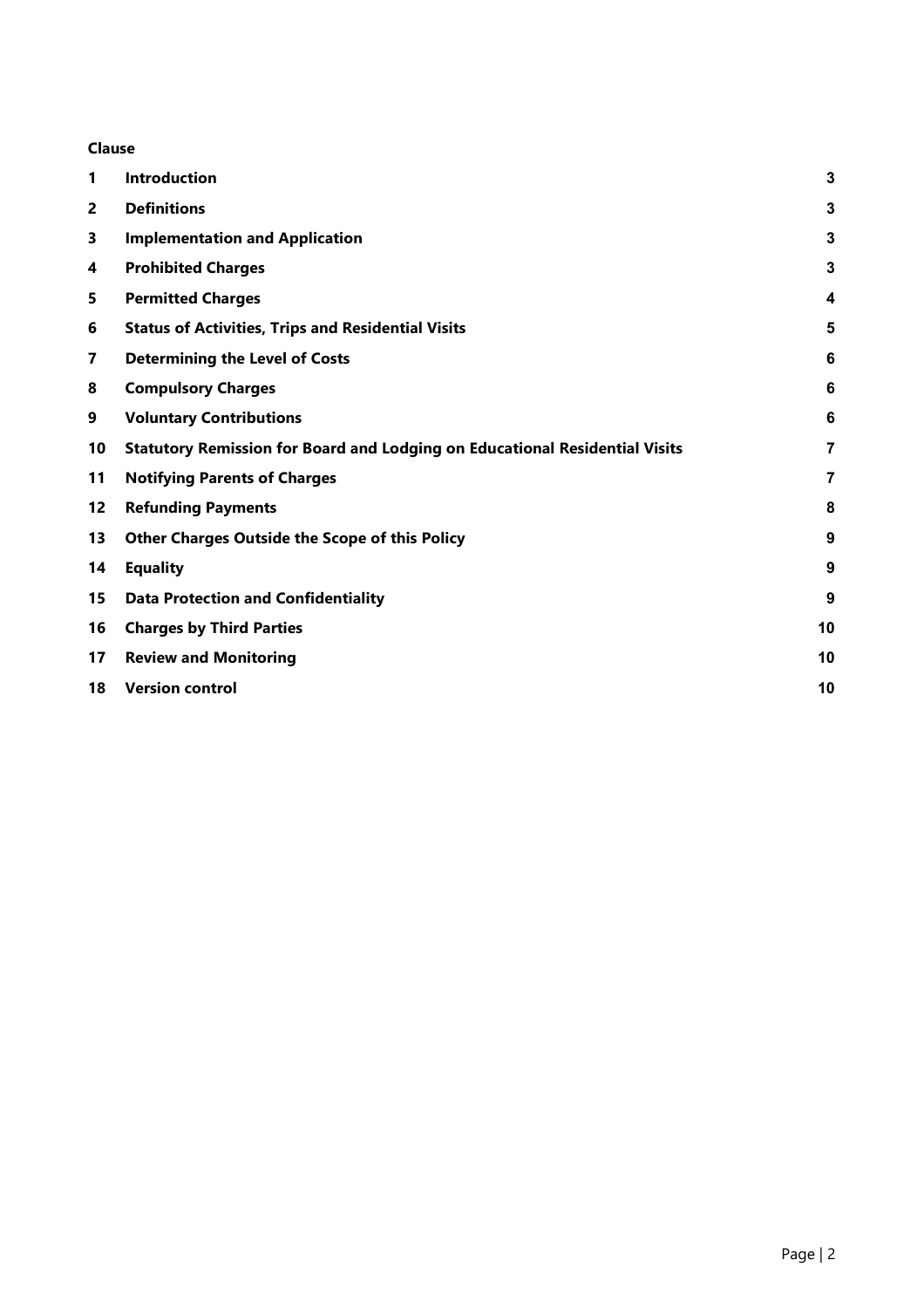| Clause | | |
|---|---|---|
| **1** | **Introduction** | **3** |
| **2** | **Definitions** | **3** |
| **3** | **Implementation and Application** | **3** |
| **4** | **Prohibited Charges** | **3** |
| **5** | **Permitted Charges** | **4** |
| **6** | **Status of Activities, Trips and Residential Visits** | **5** |
| **7** | **Determining the Level of Costs** | **6** |
| **8** | **Compulsory Charges** | **6** |
| **9** | **Voluntary Contributions** | **6** |
| **10** | **Statutory Remission for Board and Lodging on Educational Residential Visits** | **7** |
| **11** | **Notifying Parents of Charges** | **7** |
| **12** | **Refunding Payments** | **8** |
| **13** | **Other Charges Outside the Scope of this Policy** | **9** |
| **14** | **Equality** | **9** |
| **15** | **Data Protection and Confidentiality** | **9** |
| **16** | **Charges by Third Parties** | **10** |
| **17** | **Review and Monitoring** | **10** |
| **18** | **Version control** | **10** |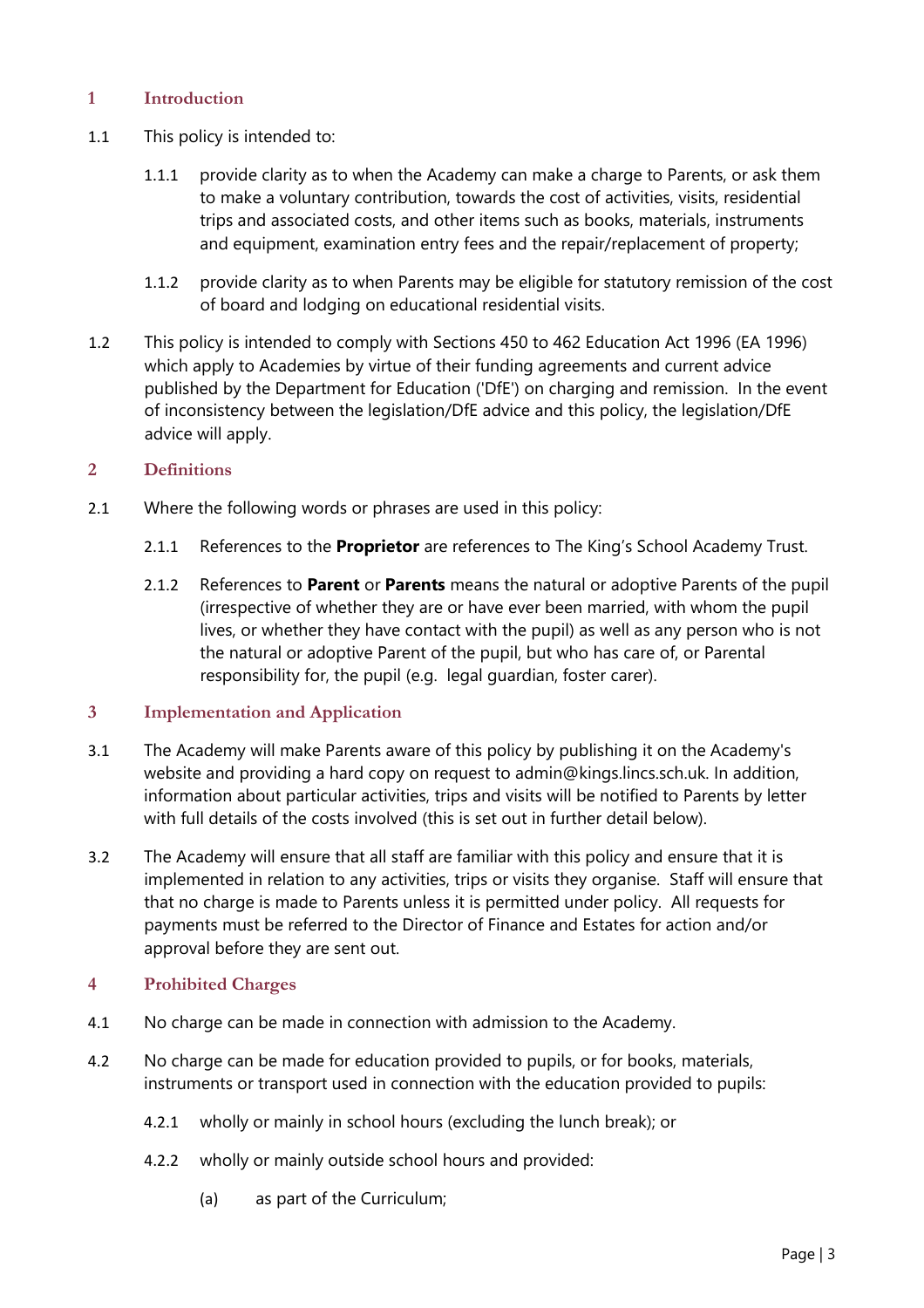## 1 Introduction

1.1 This policy is intended to:

1.1.1 provide clarity as to when the Academy can make a charge to Parents, or ask them to make a voluntary contribution, towards the cost of activities, visits, residential trips and associated costs, and other items such as books, materials, instruments and equipment, examination entry fees and the repair/replacement of property;

1.1.2 provide clarity as to when Parents may be eligible for statutory remission of the cost of board and lodging on educational residential visits.

1.2 This policy is intended to comply with Sections 450 to 462 Education Act 1996 (EA 1996) which apply to Academies by virtue of their funding agreements and current advice published by the Department for Education ('DfE') on charging and remission. In the event of inconsistency between the legislation/DfE advice and this policy, the legislation/DfE advice will apply.

## 2 Definitions

2.1 Where the following words or phrases are used in this policy:

2.1.1 References to the **Proprietor** are references to The King's School Academy Trust.

2.1.2 References to **Parent** or **Parents** means the natural or adoptive Parents of the pupil (irrespective of whether they are or have ever been married, with whom the pupil lives, or whether they have contact with the pupil) as well as any person who is not the natural or adoptive Parent of the pupil, but who has care of, or Parental responsibility for, the pupil (e.g. legal guardian, foster carer).

## 3 Implementation and Application

3.1 The Academy will make Parents aware of this policy by publishing it on the Academy's website and providing a hard copy on request to admin@kings.lincs.sch.uk. In addition, information about particular activities, trips and visits will be notified to Parents by letter with full details of the costs involved (this is set out in further detail below).

3.2 The Academy will ensure that all staff are familiar with this policy and ensure that it is implemented in relation to any activities, trips or visits they organise. Staff will ensure that that no charge is made to Parents unless it is permitted under policy. All requests for payments must be referred to the Director of Finance and Estates for action and/or approval before they are sent out.

## 4 Prohibited Charges

4.1 No charge can be made in connection with admission to the Academy.

4.2 No charge can be made for education provided to pupils, or for books, materials, instruments or transport used in connection with the education provided to pupils:

4.2.1 wholly or mainly in school hours (excluding the lunch break); or

4.2.2 wholly or mainly outside school hours and provided:

(a) as part of the Curriculum;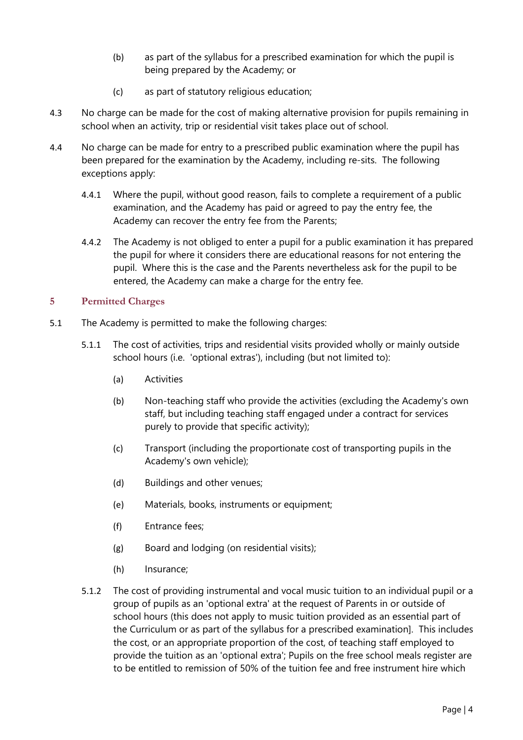(b) as part of the syllabus for a prescribed examination for which the pupil is being prepared by the Academy; or

(c) as part of statutory religious education;

4.3 No charge can be made for the cost of making alternative provision for pupils remaining in school when an activity, trip or residential visit takes place out of school.

4.4 No charge can be made for entry to a prescribed public examination where the pupil has been prepared for the examination by the Academy, including re-sits. The following exceptions apply:

4.4.1 Where the pupil, without good reason, fails to complete a requirement of a public examination, and the Academy has paid or agreed to pay the entry fee, the Academy can recover the entry fee from the Parents;

4.4.2 The Academy is not obliged to enter a pupil for a public examination it has prepared the pupil for where it considers there are educational reasons for not entering the pupil. Where this is the case and the Parents nevertheless ask for the pupil to be entered, the Academy can make a charge for the entry fee.

## 5 Permitted Charges

5.1 The Academy is permitted to make the following charges:

5.1.1 The cost of activities, trips and residential visits provided wholly or mainly outside school hours (i.e. 'optional extras'), including (but not limited to):

(a) Activities

(b) Non-teaching staff who provide the activities (excluding the Academy's own staff, but including teaching staff engaged under a contract for services purely to provide that specific activity);

(c) Transport (including the proportionate cost of transporting pupils in the Academy's own vehicle);

(d) Buildings and other venues;

(e) Materials, books, instruments or equipment;

(f) Entrance fees;

(g) Board and lodging (on residential visits);

(h) Insurance;

5.1.2 The cost of providing instrumental and vocal music tuition to an individual pupil or a group of pupils as an 'optional extra' at the request of Parents in or outside of school hours (this does not apply to music tuition provided as an essential part of the Curriculum or as part of the syllabus for a prescribed examination]. This includes the cost, or an appropriate proportion of the cost, of teaching staff employed to provide the tuition as an 'optional extra'; Pupils on the free school meals register are to be entitled to remission of 50% of the tuition fee and free instrument hire which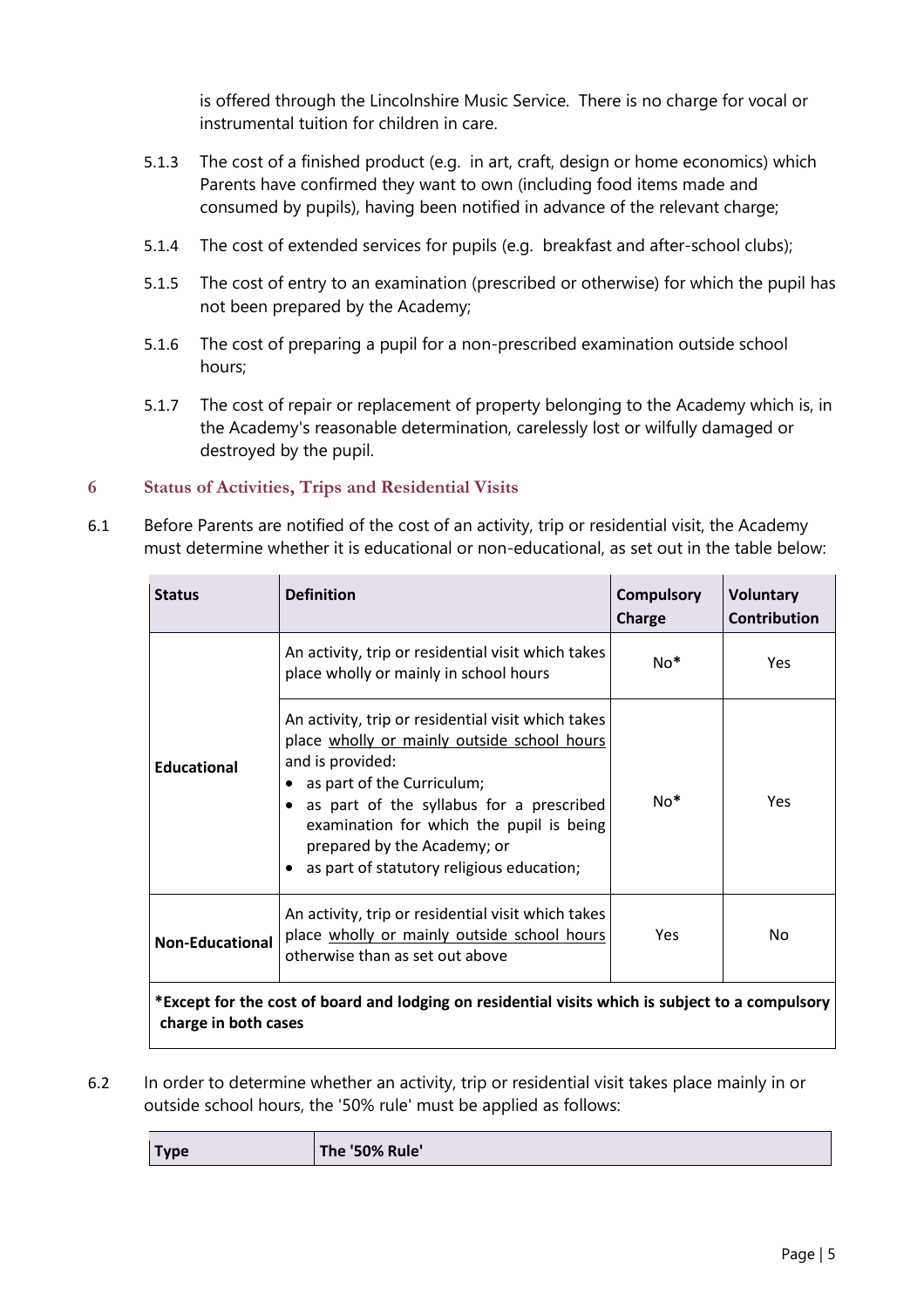is offered through the Lincolnshire Music Service. There is no charge for vocal or instrumental tuition for children in care.

5.1.3 The cost of a finished product (e.g. in art, craft, design or home economics) which Parents have confirmed they want to own (including food items made and consumed by pupils), having been notified in advance of the relevant charge;

5.1.4 The cost of extended services for pupils (e.g. breakfast and after-school clubs);

5.1.5 The cost of entry to an examination (prescribed or otherwise) for which the pupil has not been prepared by the Academy;

5.1.6 The cost of preparing a pupil for a non-prescribed examination outside school hours;

5.1.7 The cost of repair or replacement of property belonging to the Academy which is, in the Academy's reasonable determination, carelessly lost or wilfully damaged or destroyed by the pupil.

## 6 Status of Activities, Trips and Residential Visits

6.1 Before Parents are notified of the cost of an activity, trip or residential visit, the Academy must determine whether it is educational or non-educational, as set out in the table below:

| Status | Definition | Compulsory Charge | Voluntary Contribution |
|---|---|---|---|
| Educational | An activity, trip or residential visit which takes place wholly or mainly in school hours | No* | Yes |
| | An activity, trip or residential visit which takes place wholly or mainly outside school hours and is provided:<br>• as part of the Curriculum;<br>• as part of the syllabus for a prescribed examination for which the pupil is being prepared by the Academy; or<br>• as part of statutory religious education; | No* | Yes |
| Non-Educational | An activity, trip or residential visit which takes place wholly or mainly outside school hours otherwise than as set out above | Yes | No |
| **\*Except for the cost of board and lodging on residential visits which is subject to a compulsory charge in both cases** | | | |

6.2 In order to determine whether an activity, trip or residential visit takes place mainly in or outside school hours, the '50% rule' must be applied as follows:

| Type | The '50% Rule' |
|---|---|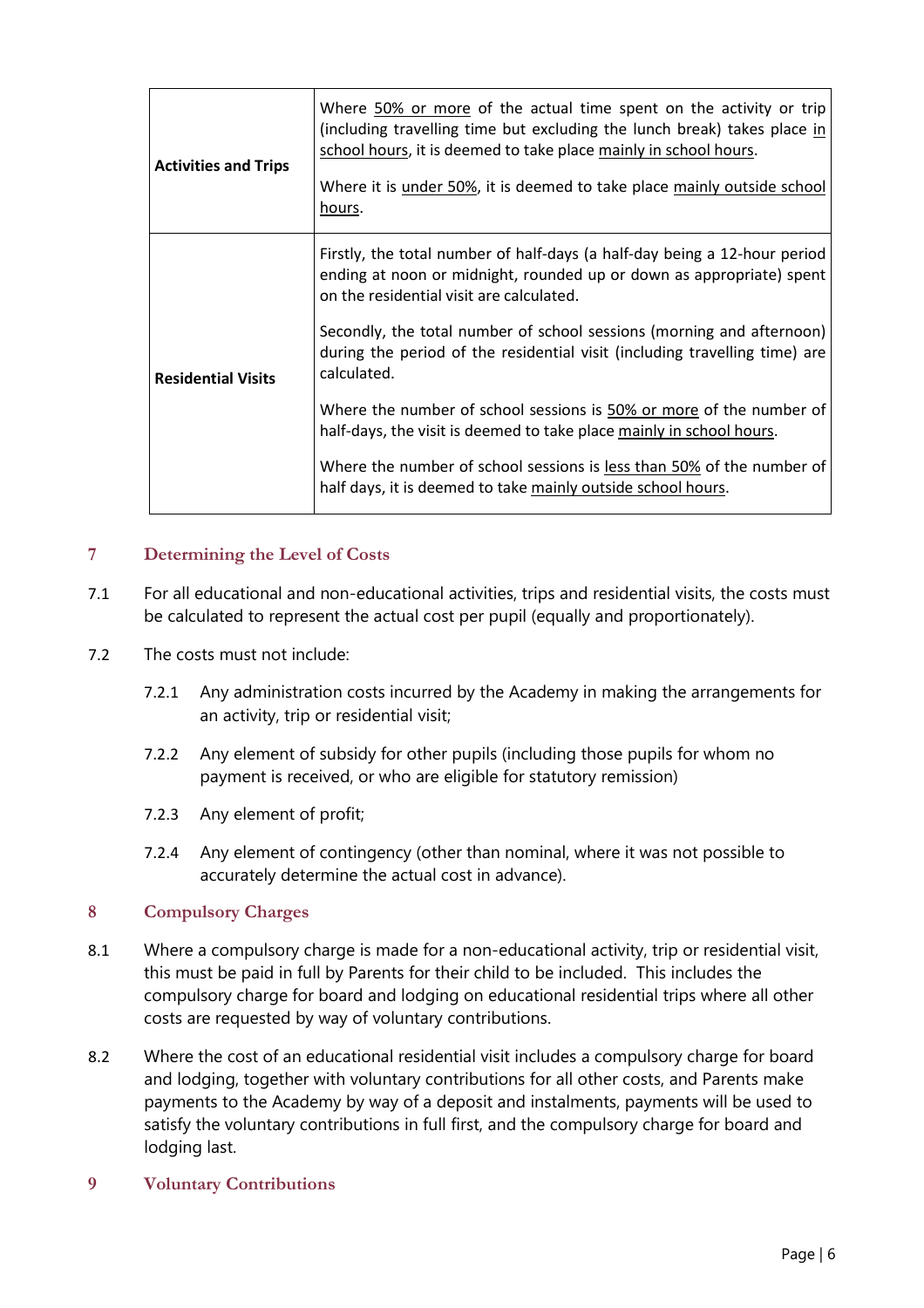| | |
|---|---|
| **Activities and Trips** | Where 50% or more of the actual time spent on the activity or trip (including travelling time but excluding the lunch break) takes place in school hours, it is deemed to take place mainly in school hours.<br><br>Where it is under 50%, it is deemed to take place mainly outside school hours. |
| **Residential Visits** | Firstly, the total number of half-days (a half-day being a 12-hour period ending at noon or midnight, rounded up or down as appropriate) spent on the residential visit are calculated.<br><br>Secondly, the total number of school sessions (morning and afternoon) during the period of the residential visit (including travelling time) are calculated.<br><br>Where the number of school sessions is 50% or more of the number of half-days, the visit is deemed to take place mainly in school hours.<br><br>Where the number of school sessions is less than 50% of the number of half days, it is deemed to take mainly outside school hours. |

## 7 Determining the Level of Costs

7.1 For all educational and non-educational activities, trips and residential visits, the costs must be calculated to represent the actual cost per pupil (equally and proportionately).

7.2 The costs must not include:

- 7.2.1 Any administration costs incurred by the Academy in making the arrangements for an activity, trip or residential visit;
- 7.2.2 Any element of subsidy for other pupils (including those pupils for whom no payment is received, or who are eligible for statutory remission)
- 7.2.3 Any element of profit;
- 7.2.4 Any element of contingency (other than nominal, where it was not possible to accurately determine the actual cost in advance).

## 8 Compulsory Charges

8.1 Where a compulsory charge is made for a non-educational activity, trip or residential visit, this must be paid in full by Parents for their child to be included. This includes the compulsory charge for board and lodging on educational residential trips where all other costs are requested by way of voluntary contributions.

8.2 Where the cost of an educational residential visit includes a compulsory charge for board and lodging, together with voluntary contributions for all other costs, and Parents make payments to the Academy by way of a deposit and instalments, payments will be used to satisfy the voluntary contributions in full first, and the compulsory charge for board and lodging last.

## 9 Voluntary Contributions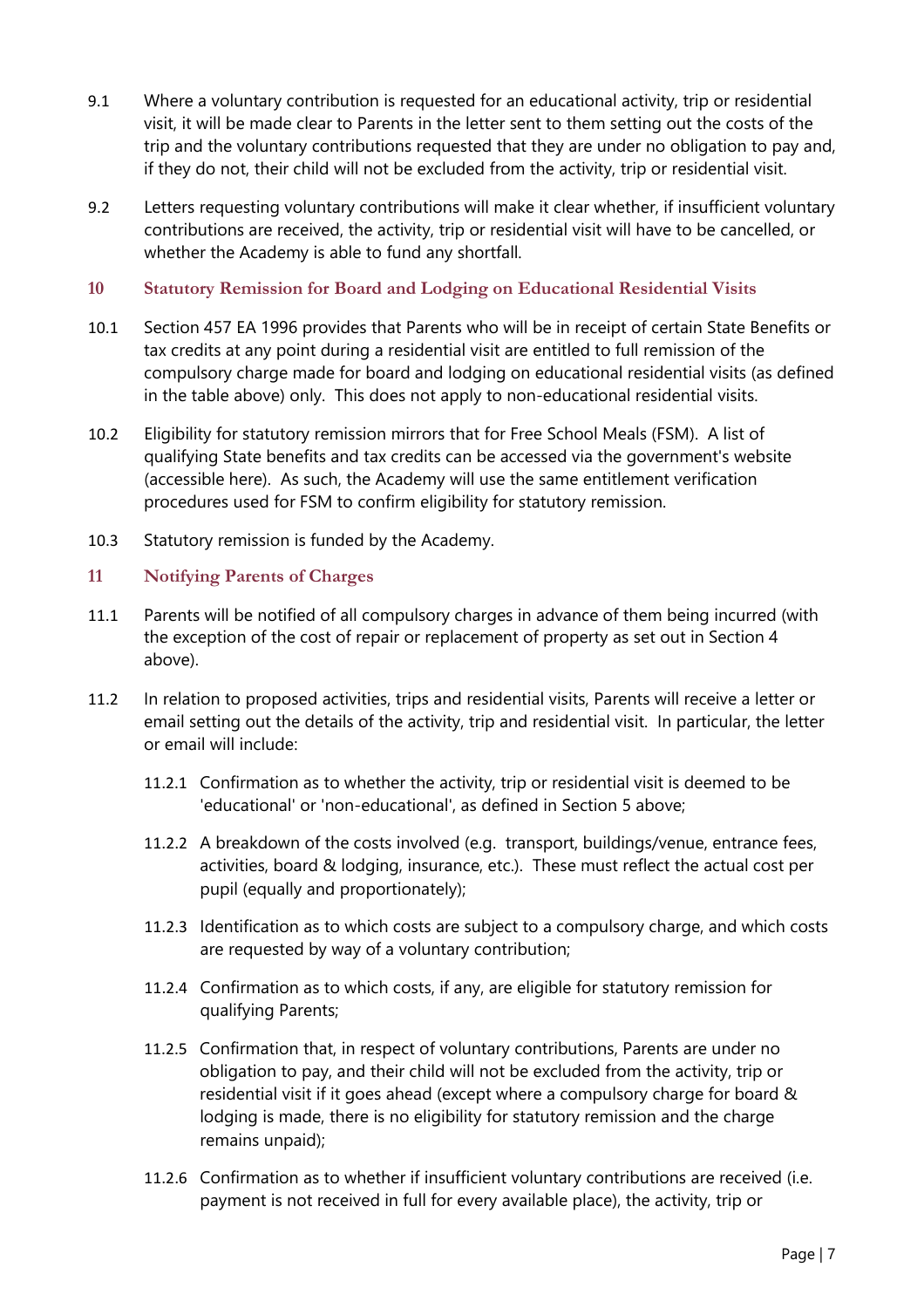9.1 Where a voluntary contribution is requested for an educational activity, trip or residential visit, it will be made clear to Parents in the letter sent to them setting out the costs of the trip and the voluntary contributions requested that they are under no obligation to pay and, if they do not, their child will not be excluded from the activity, trip or residential visit.

9.2 Letters requesting voluntary contributions will make it clear whether, if insufficient voluntary contributions are received, the activity, trip or residential visit will have to be cancelled, or whether the Academy is able to fund any shortfall.

## 10 Statutory Remission for Board and Lodging on Educational Residential Visits

10.1 Section 457 EA 1996 provides that Parents who will be in receipt of certain State Benefits or tax credits at any point during a residential visit are entitled to full remission of the compulsory charge made for board and lodging on educational residential visits (as defined in the table above) only. This does not apply to non-educational residential visits.

10.2 Eligibility for statutory remission mirrors that for Free School Meals (FSM). A list of qualifying State benefits and tax credits can be accessed via the government's website (accessible here). As such, the Academy will use the same entitlement verification procedures used for FSM to confirm eligibility for statutory remission.

10.3 Statutory remission is funded by the Academy.

## 11 Notifying Parents of Charges

11.1 Parents will be notified of all compulsory charges in advance of them being incurred (with the exception of the cost of repair or replacement of property as set out in Section 4 above).

11.2 In relation to proposed activities, trips and residential visits, Parents will receive a letter or email setting out the details of the activity, trip and residential visit. In particular, the letter or email will include:

- 11.2.1 Confirmation as to whether the activity, trip or residential visit is deemed to be 'educational' or 'non-educational', as defined in Section 5 above;
- 11.2.2 A breakdown of the costs involved (e.g. transport, buildings/venue, entrance fees, activities, board & lodging, insurance, etc.). These must reflect the actual cost per pupil (equally and proportionately);
- 11.2.3 Identification as to which costs are subject to a compulsory charge, and which costs are requested by way of a voluntary contribution;
- 11.2.4 Confirmation as to which costs, if any, are eligible for statutory remission for qualifying Parents;
- 11.2.5 Confirmation that, in respect of voluntary contributions, Parents are under no obligation to pay, and their child will not be excluded from the activity, trip or residential visit if it goes ahead (except where a compulsory charge for board & lodging is made, there is no eligibility for statutory remission and the charge remains unpaid);
- 11.2.6 Confirmation as to whether if insufficient voluntary contributions are received (i.e. payment is not received in full for every available place), the activity, trip or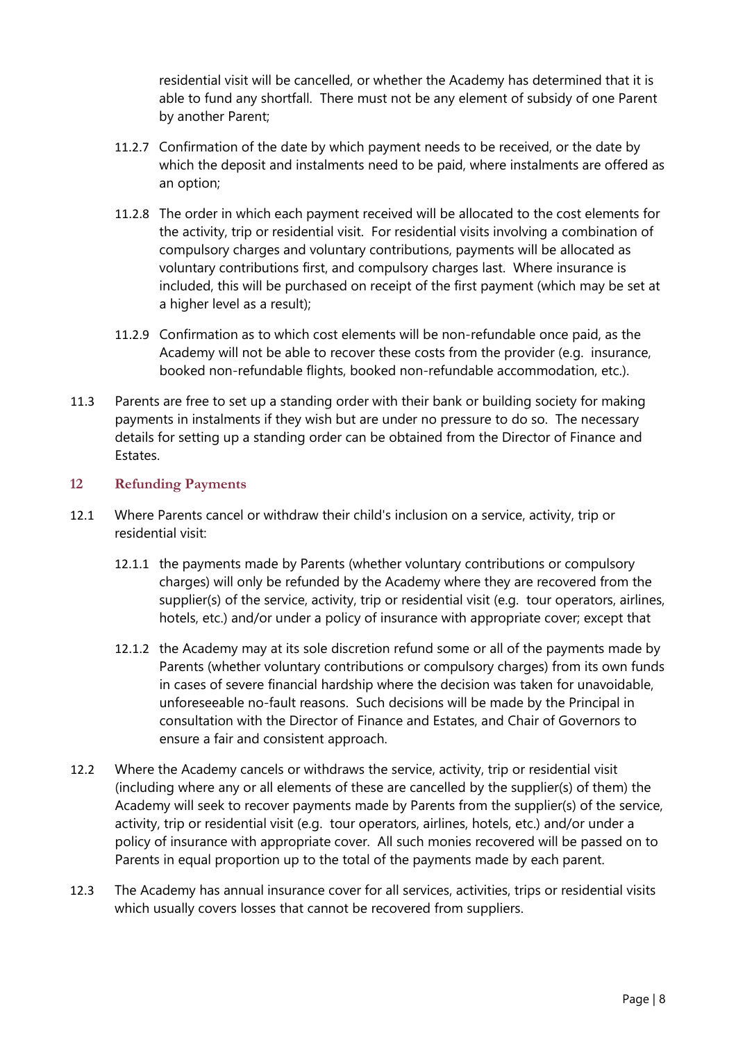residential visit will be cancelled, or whether the Academy has determined that it is able to fund any shortfall. There must not be any element of subsidy of one Parent by another Parent;

11.2.7 Confirmation of the date by which payment needs to be received, or the date by which the deposit and instalments need to be paid, where instalments are offered as an option;

11.2.8 The order in which each payment received will be allocated to the cost elements for the activity, trip or residential visit. For residential visits involving a combination of compulsory charges and voluntary contributions, payments will be allocated as voluntary contributions first, and compulsory charges last. Where insurance is included, this will be purchased on receipt of the first payment (which may be set at a higher level as a result);

11.2.9 Confirmation as to which cost elements will be non-refundable once paid, as the Academy will not be able to recover these costs from the provider (e.g. insurance, booked non-refundable flights, booked non-refundable accommodation, etc.).

11.3 Parents are free to set up a standing order with their bank or building society for making payments in instalments if they wish but are under no pressure to do so. The necessary details for setting up a standing order can be obtained from the Director of Finance and Estates.

## 12 Refunding Payments

12.1 Where Parents cancel or withdraw their child's inclusion on a service, activity, trip or residential visit:

12.1.1 the payments made by Parents (whether voluntary contributions or compulsory charges) will only be refunded by the Academy where they are recovered from the supplier(s) of the service, activity, trip or residential visit (e.g. tour operators, airlines, hotels, etc.) and/or under a policy of insurance with appropriate cover; except that

12.1.2 the Academy may at its sole discretion refund some or all of the payments made by Parents (whether voluntary contributions or compulsory charges) from its own funds in cases of severe financial hardship where the decision was taken for unavoidable, unforeseeable no-fault reasons. Such decisions will be made by the Principal in consultation with the Director of Finance and Estates, and Chair of Governors to ensure a fair and consistent approach.

12.2 Where the Academy cancels or withdraws the service, activity, trip or residential visit (including where any or all elements of these are cancelled by the supplier(s) of them) the Academy will seek to recover payments made by Parents from the supplier(s) of the service, activity, trip or residential visit (e.g. tour operators, airlines, hotels, etc.) and/or under a policy of insurance with appropriate cover. All such monies recovered will be passed on to Parents in equal proportion up to the total of the payments made by each parent.

12.3 The Academy has annual insurance cover for all services, activities, trips or residential visits which usually covers losses that cannot be recovered from suppliers.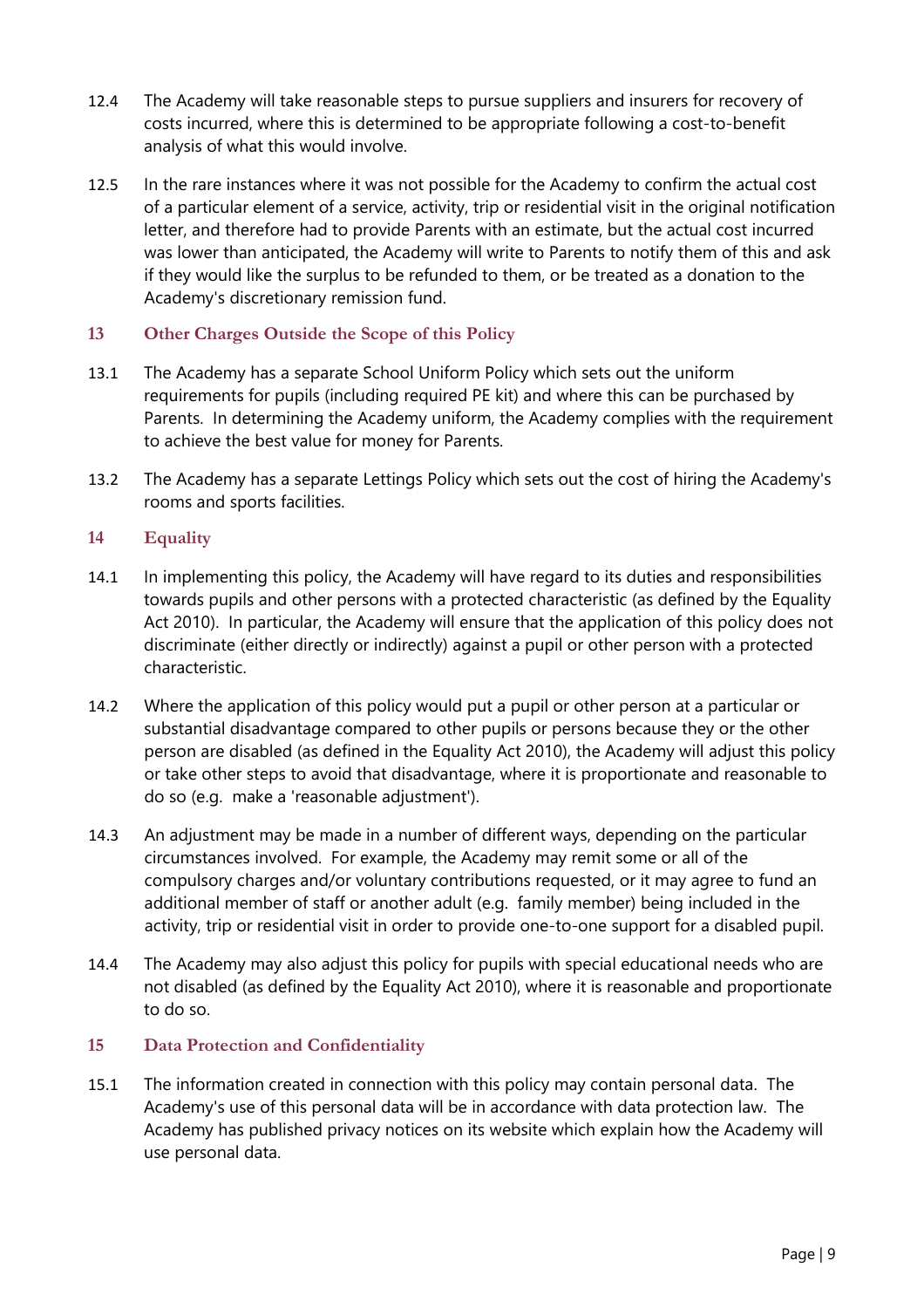12.4 The Academy will take reasonable steps to pursue suppliers and insurers for recovery of costs incurred, where this is determined to be appropriate following a cost-to-benefit analysis of what this would involve.

12.5 In the rare instances where it was not possible for the Academy to confirm the actual cost of a particular element of a service, activity, trip or residential visit in the original notification letter, and therefore had to provide Parents with an estimate, but the actual cost incurred was lower than anticipated, the Academy will write to Parents to notify them of this and ask if they would like the surplus to be refunded to them, or be treated as a donation to the Academy's discretionary remission fund.

## 13 Other Charges Outside the Scope of this Policy

13.1 The Academy has a separate School Uniform Policy which sets out the uniform requirements for pupils (including required PE kit) and where this can be purchased by Parents. In determining the Academy uniform, the Academy complies with the requirement to achieve the best value for money for Parents.

13.2 The Academy has a separate Lettings Policy which sets out the cost of hiring the Academy's rooms and sports facilities.

## 14 Equality

14.1 In implementing this policy, the Academy will have regard to its duties and responsibilities towards pupils and other persons with a protected characteristic (as defined by the Equality Act 2010). In particular, the Academy will ensure that the application of this policy does not discriminate (either directly or indirectly) against a pupil or other person with a protected characteristic.

14.2 Where the application of this policy would put a pupil or other person at a particular or substantial disadvantage compared to other pupils or persons because they or the other person are disabled (as defined in the Equality Act 2010), the Academy will adjust this policy or take other steps to avoid that disadvantage, where it is proportionate and reasonable to do so (e.g. make a 'reasonable adjustment').

14.3 An adjustment may be made in a number of different ways, depending on the particular circumstances involved. For example, the Academy may remit some or all of the compulsory charges and/or voluntary contributions requested, or it may agree to fund an additional member of staff or another adult (e.g. family member) being included in the activity, trip or residential visit in order to provide one-to-one support for a disabled pupil.

14.4 The Academy may also adjust this policy for pupils with special educational needs who are not disabled (as defined by the Equality Act 2010), where it is reasonable and proportionate to do so.

## 15 Data Protection and Confidentiality

15.1 The information created in connection with this policy may contain personal data. The Academy's use of this personal data will be in accordance with data protection law. The Academy has published privacy notices on its website which explain how the Academy will use personal data.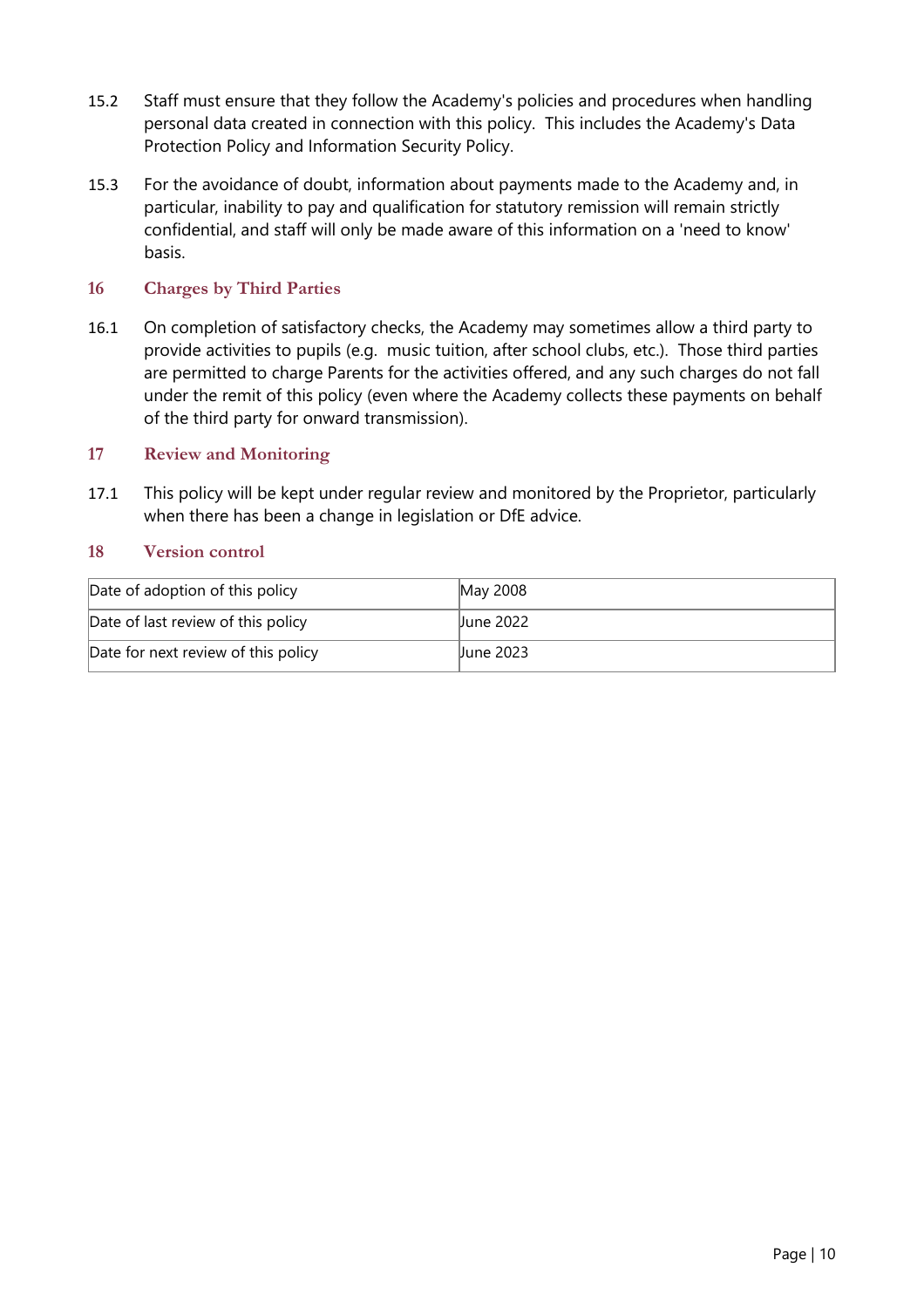15.2 Staff must ensure that they follow the Academy's policies and procedures when handling personal data created in connection with this policy. This includes the Academy's Data Protection Policy and Information Security Policy.

15.3 For the avoidance of doubt, information about payments made to the Academy and, in particular, inability to pay and qualification for statutory remission will remain strictly confidential, and staff will only be made aware of this information on a 'need to know' basis.

## 16 Charges by Third Parties

16.1 On completion of satisfactory checks, the Academy may sometimes allow a third party to provide activities to pupils (e.g. music tuition, after school clubs, etc.). Those third parties are permitted to charge Parents for the activities offered, and any such charges do not fall under the remit of this policy (even where the Academy collects these payments on behalf of the third party for onward transmission).

## 17 Review and Monitoring

17.1 This policy will be kept under regular review and monitored by the Proprietor, particularly when there has been a change in legislation or DfE advice.

## 18 Version control

| | |
|---|---|
| Date of adoption of this policy | May 2008 |
| Date of last review of this policy | June 2022 |
| Date for next review of this policy | June 2023 |